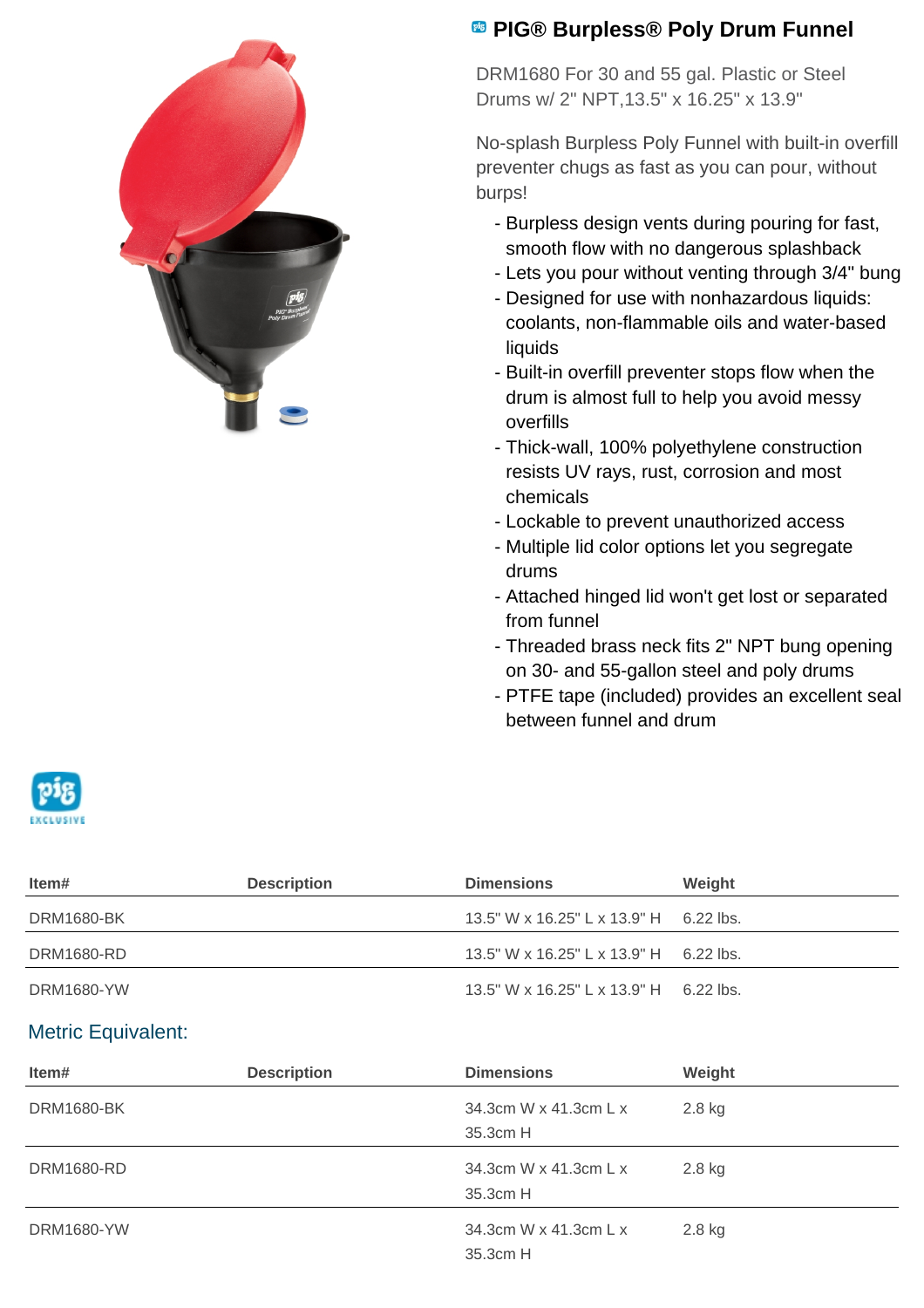# PIG® Burpless® Poly Drum Funnel

DRM1680 For 30 and 55 gal. Plastic or Steel Drums w/ 2" NPT,13.5" x 16.25" x 13.9"

No-splash Burpless Poly Funnel with built-in overfill preventer chugs as fast as you can pour, without burps!

- Burpless design vents during pouring for fast, smooth flow with no dangerous splashback
- Lets you pour without venting through 3/4" bung
- Designed for use with nonhazardous liquids: coolants, non-flammable oils and water-based liquids
- Built-in overfill preventer stops flow when the drum is almost full to help you avoid messy overfills
- Thick-wall, 100% polyethylene construction resists UV rays, rust, corrosion and most chemicals
- Lockable to prevent unauthorized access
- Multiple lid color options let you segregate drums
- Attached hinged lid won't get lost or separated from funnel
- Threaded brass neck fits 2" NPT bung opening on 30- and 55-gallon steel and poly drums
- PTFE tape (included) provides an excellent seal between funnel and drum

pig EXCLUSIVE

| Item# | Description | Dimensions | Weight |
|---|---|---|---|
| DRM1680-BK | | 13.5" W x 16.25" L x 13.9" H | 6.22 lbs. |
| DRM1680-RD | | 13.5" W x 16.25" L x 13.9" H | 6.22 lbs. |
| DRM1680-YW | | 13.5" W x 16.25" L x 13.9" H | 6.22 lbs. |

## Metric Equivalent:

| Item# | Description | Dimensions | Weight |
|---|---|---|---|
| DRM1680-BK | | 34.3cm W x 41.3cm L x 35.3cm H | 2.8 kg |
| DRM1680-RD | | 34.3cm W x 41.3cm L x 35.3cm H | 2.8 kg |
| DRM1680-YW | | 34.3cm W x 41.3cm L x 35.3cm H | 2.8 kg |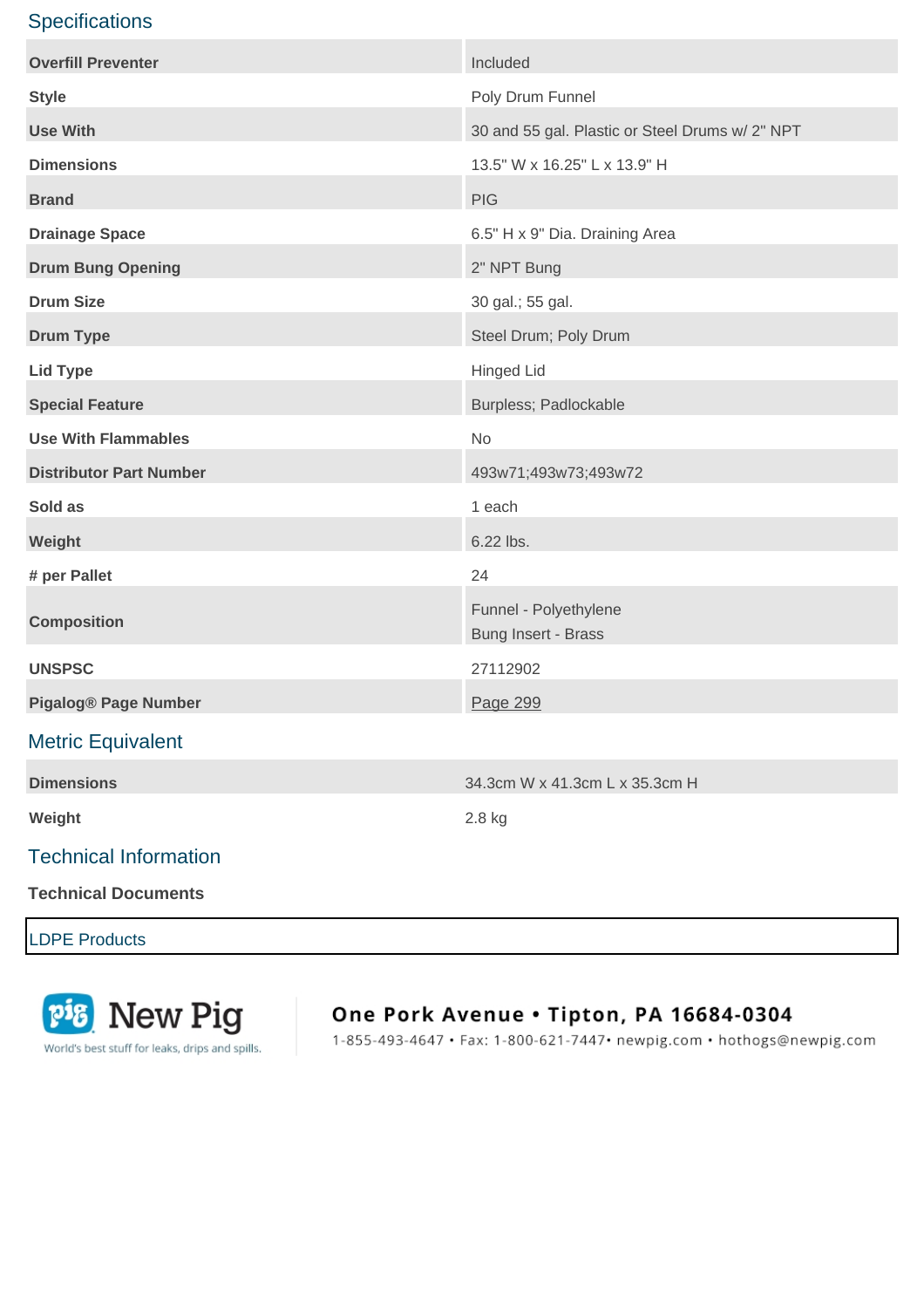## Specifications

| | |
|---|---|
| **Overfill Preventer** | Included |
| **Style** | Poly Drum Funnel |
| **Use With** | 30 and 55 gal. Plastic or Steel Drums w/ 2" NPT |
| **Dimensions** | 13.5" W x 16.25" L x 13.9" H |
| **Brand** | PIG |
| **Drainage Space** | 6.5" H x 9" Dia. Draining Area |
| **Drum Bung Opening** | 2" NPT Bung |
| **Drum Size** | 30 gal.; 55 gal. |
| **Drum Type** | Steel Drum; Poly Drum |
| **Lid Type** | Hinged Lid |
| **Special Feature** | Burpless; Padlockable |
| **Use With Flammables** | No |
| **Distributor Part Number** | 493w71;493w73;493w72 |
| **Sold as** | 1 each |
| **Weight** | 6.22 lbs. |
| **# per Pallet** | 24 |
| **Composition** | Funnel - Polyethylene<br>Bung Insert - Brass |
| **UNSPSC** | 27112902 |
| **Pigalog® Page Number** | Page 299 |

## Metric Equivalent

| | |
|---|---|
| **Dimensions** | 34.3cm W x 41.3cm L x 35.3cm H |
| **Weight** | 2.8 kg |

## Technical Information

**Technical Documents**

LDPE Products

New Pig
World's best stuff for leaks, drips and spills.

One Pork Avenue • Tipton, PA 16684-0304
1-855-493-4647 • Fax: 1-800-621-7447• newpig.com • hothogs@newpig.com